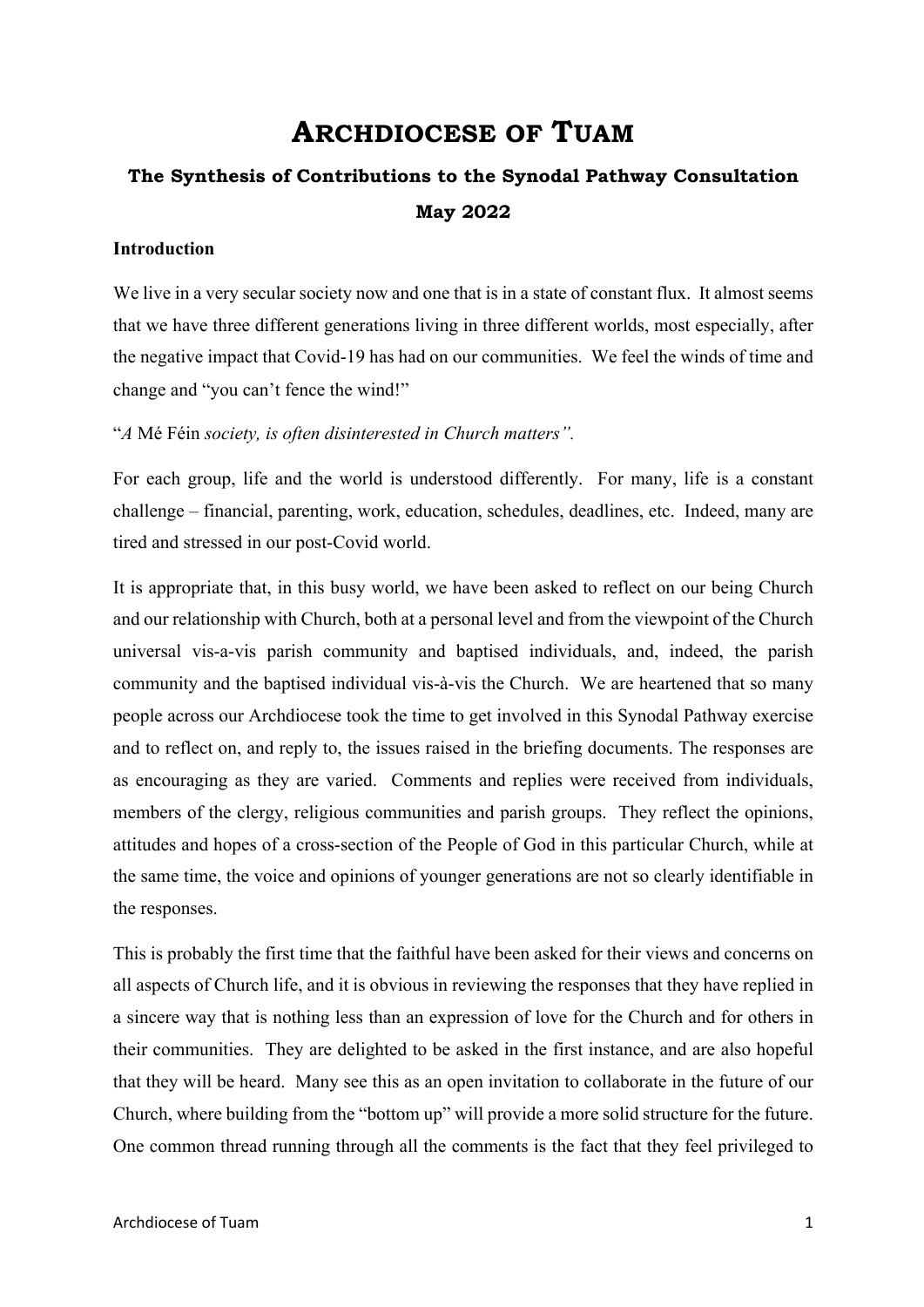# Archdiocese of Tuam

**The Synthesis of Contributions to the Synodal Pathway Consultation**

**May 2022**

### Introduction

We live in a very secular society now and one that is in a state of constant flux. It almost seems that we have three different generations living in three different worlds, most especially, after the negative impact that Covid-19 has had on our communities. We feel the winds of time and change and "you can't fence the wind!"

"*A* Mé Féin *society, is often disinterested in Church matters".*

For each group, life and the world is understood differently. For many, life is a constant challenge – financial, parenting, work, education, schedules, deadlines, etc. Indeed, many are tired and stressed in our post-Covid world.

It is appropriate that, in this busy world, we have been asked to reflect on our being Church and our relationship with Church, both at a personal level and from the viewpoint of the Church universal vis-a-vis parish community and baptised individuals, and, indeed, the parish community and the baptised individual vis-à-vis the Church. We are heartened that so many people across our Archdiocese took the time to get involved in this Synodal Pathway exercise and to reflect on, and reply to, the issues raised in the briefing documents. The responses are as encouraging as they are varied. Comments and replies were received from individuals, members of the clergy, religious communities and parish groups. They reflect the opinions, attitudes and hopes of a cross-section of the People of God in this particular Church, while at the same time, the voice and opinions of younger generations are not so clearly identifiable in the responses.

This is probably the first time that the faithful have been asked for their views and concerns on all aspects of Church life, and it is obvious in reviewing the responses that they have replied in a sincere way that is nothing less than an expression of love for the Church and for others in their communities. They are delighted to be asked in the first instance, and are also hopeful that they will be heard. Many see this as an open invitation to collaborate in the future of our Church, where building from the "bottom up" will provide a more solid structure for the future. One common thread running through all the comments is the fact that they feel privileged to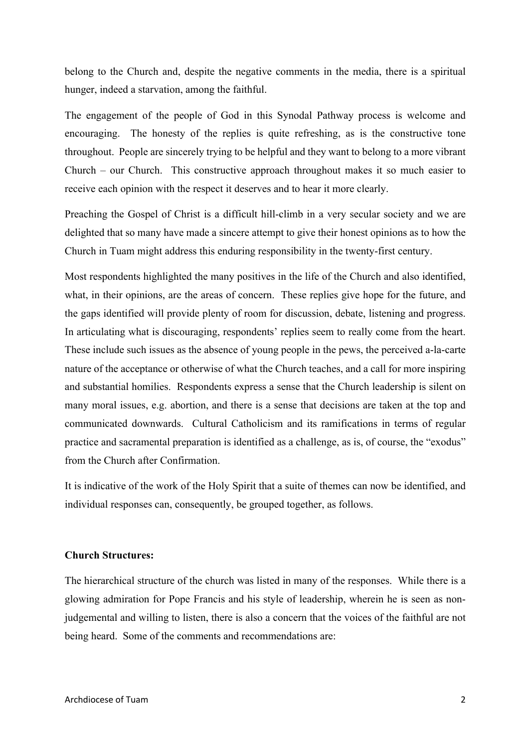belong to the Church and, despite the negative comments in the media, there is a spiritual hunger, indeed a starvation, among the faithful.

The engagement of the people of God in this Synodal Pathway process is welcome and encouraging. The honesty of the replies is quite refreshing, as is the constructive tone throughout. People are sincerely trying to be helpful and they want to belong to a more vibrant Church – our Church. This constructive approach throughout makes it so much easier to receive each opinion with the respect it deserves and to hear it more clearly.

Preaching the Gospel of Christ is a difficult hill-climb in a very secular society and we are delighted that so many have made a sincere attempt to give their honest opinions as to how the Church in Tuam might address this enduring responsibility in the twenty-first century.

Most respondents highlighted the many positives in the life of the Church and also identified, what, in their opinions, are the areas of concern. These replies give hope for the future, and the gaps identified will provide plenty of room for discussion, debate, listening and progress. In articulating what is discouraging, respondents' replies seem to really come from the heart. These include such issues as the absence of young people in the pews, the perceived a-la-carte nature of the acceptance or otherwise of what the Church teaches, and a call for more inspiring and substantial homilies. Respondents express a sense that the Church leadership is silent on many moral issues, e.g. abortion, and there is a sense that decisions are taken at the top and communicated downwards. Cultural Catholicism and its ramifications in terms of regular practice and sacramental preparation is identified as a challenge, as is, of course, the "exodus" from the Church after Confirmation.

It is indicative of the work of the Holy Spirit that a suite of themes can now be identified, and individual responses can, consequently, be grouped together, as follows.

**Church Structures:**

The hierarchical structure of the church was listed in many of the responses. While there is a glowing admiration for Pope Francis and his style of leadership, wherein he is seen as non-judgemental and willing to listen, there is also a concern that the voices of the faithful are not being heard. Some of the comments and recommendations are: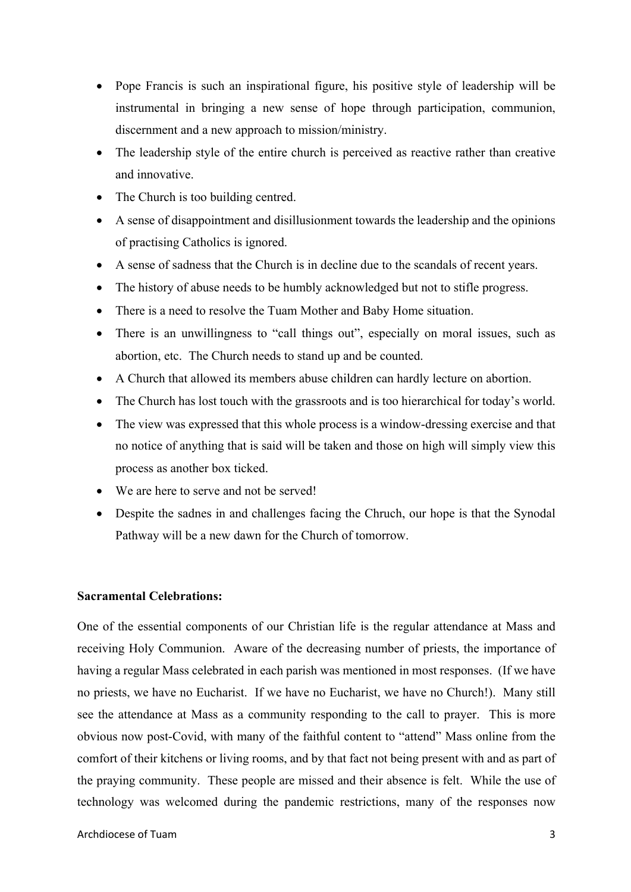- Pope Francis is such an inspirational figure, his positive style of leadership will be instrumental in bringing a new sense of hope through participation, communion, discernment and a new approach to mission/ministry.
- The leadership style of the entire church is perceived as reactive rather than creative and innovative.
- The Church is too building centred.
- A sense of disappointment and disillusionment towards the leadership and the opinions of practising Catholics is ignored.
- A sense of sadness that the Church is in decline due to the scandals of recent years.
- The history of abuse needs to be humbly acknowledged but not to stifle progress.
- There is a need to resolve the Tuam Mother and Baby Home situation.
- There is an unwillingness to "call things out", especially on moral issues, such as abortion, etc. The Church needs to stand up and be counted.
- A Church that allowed its members abuse children can hardly lecture on abortion.
- The Church has lost touch with the grassroots and is too hierarchical for today's world.
- The view was expressed that this whole process is a window-dressing exercise and that no notice of anything that is said will be taken and those on high will simply view this process as another box ticked.
- We are here to serve and not be served!
- Despite the sadnes in and challenges facing the Chruch, our hope is that the Synodal Pathway will be a new dawn for the Church of tomorrow.

**Sacramental Celebrations:**

One of the essential components of our Christian life is the regular attendance at Mass and receiving Holy Communion. Aware of the decreasing number of priests, the importance of having a regular Mass celebrated in each parish was mentioned in most responses. (If we have no priests, we have no Eucharist. If we have no Eucharist, we have no Church!). Many still see the attendance at Mass as a community responding to the call to prayer. This is more obvious now post-Covid, with many of the faithful content to "attend" Mass online from the comfort of their kitchens or living rooms, and by that fact not being present with and as part of the praying community. These people are missed and their absence is felt. While the use of technology was welcomed during the pandemic restrictions, many of the responses now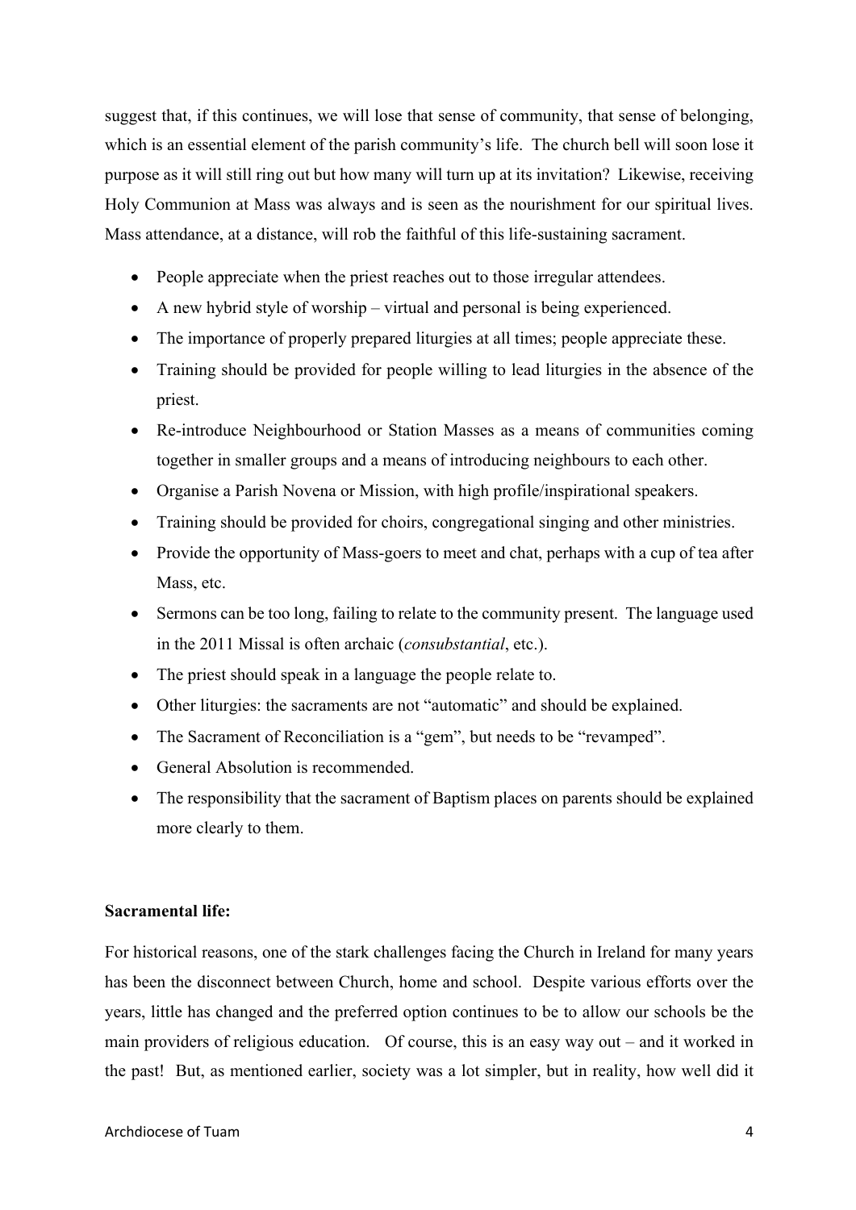suggest that, if this continues, we will lose that sense of community, that sense of belonging, which is an essential element of the parish community's life. The church bell will soon lose it purpose as it will still ring out but how many will turn up at its invitation? Likewise, receiving Holy Communion at Mass was always and is seen as the nourishment for our spiritual lives. Mass attendance, at a distance, will rob the faithful of this life-sustaining sacrament.

- People appreciate when the priest reaches out to those irregular attendees.
- A new hybrid style of worship – virtual and personal is being experienced.
- The importance of properly prepared liturgies at all times; people appreciate these.
- Training should be provided for people willing to lead liturgies in the absence of the priest.
- Re-introduce Neighbourhood or Station Masses as a means of communities coming together in smaller groups and a means of introducing neighbours to each other.
- Organise a Parish Novena or Mission, with high profile/inspirational speakers.
- Training should be provided for choirs, congregational singing and other ministries.
- Provide the opportunity of Mass-goers to meet and chat, perhaps with a cup of tea after Mass, etc.
- Sermons can be too long, failing to relate to the community present. The language used in the 2011 Missal is often archaic (*consubstantial*, etc.).
- The priest should speak in a language the people relate to.
- Other liturgies: the sacraments are not "automatic" and should be explained.
- The Sacrament of Reconciliation is a "gem", but needs to be "revamped".
- General Absolution is recommended.
- The responsibility that the sacrament of Baptism places on parents should be explained more clearly to them.

**Sacramental life:**

For historical reasons, one of the stark challenges facing the Church in Ireland for many years has been the disconnect between Church, home and school. Despite various efforts over the years, little has changed and the preferred option continues to be to allow our schools be the main providers of religious education. Of course, this is an easy way out – and it worked in the past! But, as mentioned earlier, society was a lot simpler, but in reality, how well did it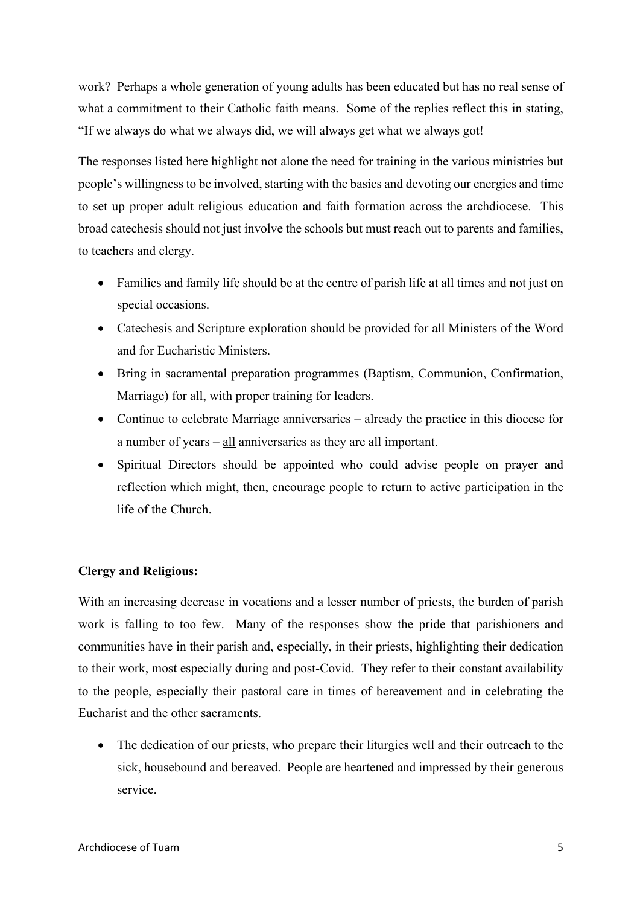work? Perhaps a whole generation of young adults has been educated but has no real sense of what a commitment to their Catholic faith means. Some of the replies reflect this in stating, "If we always do what we always did, we will always get what we always got!

The responses listed here highlight not alone the need for training in the various ministries but people's willingness to be involved, starting with the basics and devoting our energies and time to set up proper adult religious education and faith formation across the archdiocese. This broad catechesis should not just involve the schools but must reach out to parents and families, to teachers and clergy.

- Families and family life should be at the centre of parish life at all times and not just on special occasions.
- Catechesis and Scripture exploration should be provided for all Ministers of the Word and for Eucharistic Ministers.
- Bring in sacramental preparation programmes (Baptism, Communion, Confirmation, Marriage) for all, with proper training for leaders.
- Continue to celebrate Marriage anniversaries – already the practice in this diocese for a number of years – <u>all</u> anniversaries as they are all important.
- Spiritual Directors should be appointed who could advise people on prayer and reflection which might, then, encourage people to return to active participation in the life of the Church.

**Clergy and Religious:**

With an increasing decrease in vocations and a lesser number of priests, the burden of parish work is falling to too few. Many of the responses show the pride that parishioners and communities have in their parish and, especially, in their priests, highlighting their dedication to their work, most especially during and post-Covid. They refer to their constant availability to the people, especially their pastoral care in times of bereavement and in celebrating the Eucharist and the other sacraments.

- The dedication of our priests, who prepare their liturgies well and their outreach to the sick, housebound and bereaved. People are heartened and impressed by their generous service.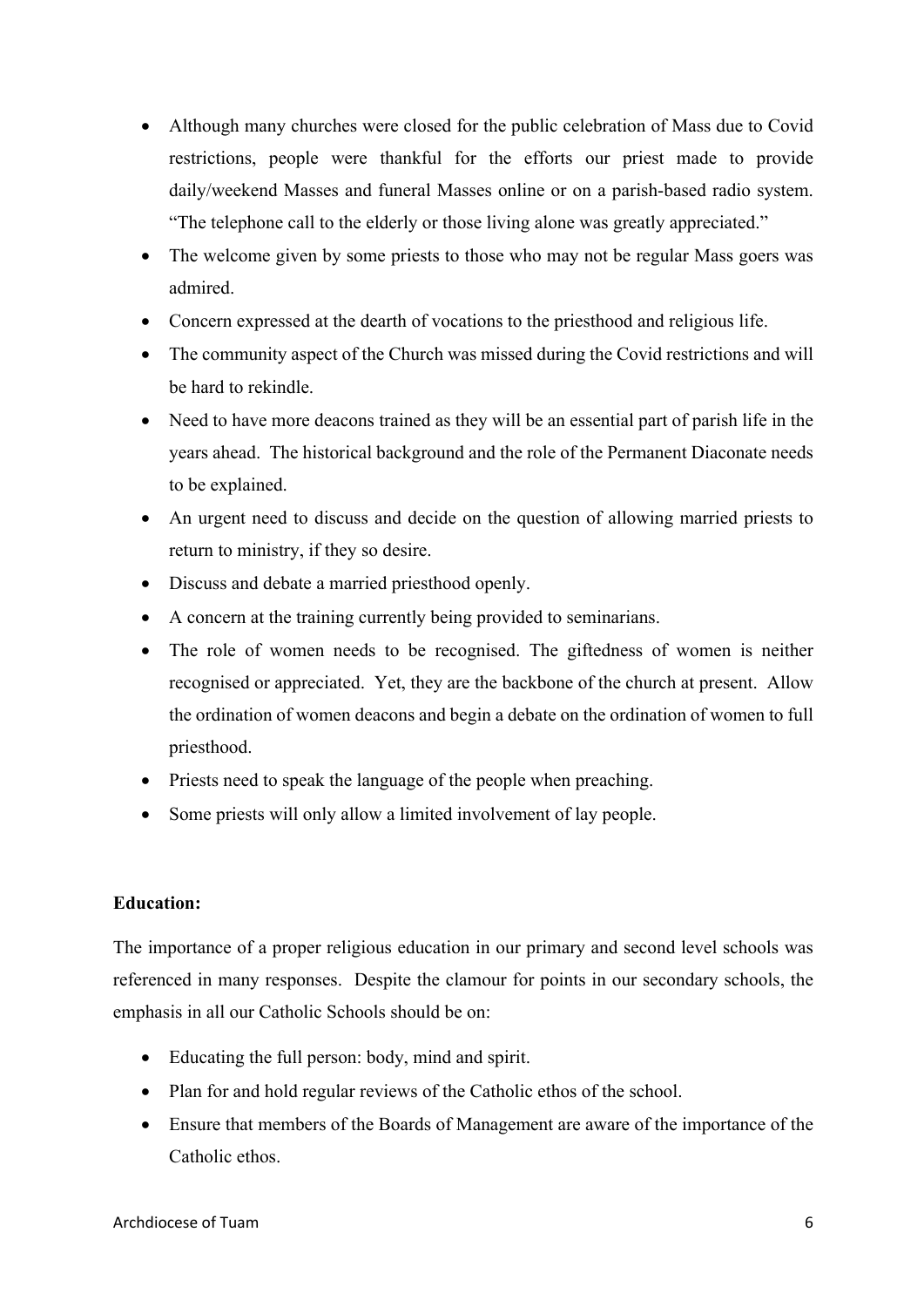- Although many churches were closed for the public celebration of Mass due to Covid restrictions, people were thankful for the efforts our priest made to provide daily/weekend Masses and funeral Masses online or on a parish-based radio system. "The telephone call to the elderly or those living alone was greatly appreciated."
- The welcome given by some priests to those who may not be regular Mass goers was admired.
- Concern expressed at the dearth of vocations to the priesthood and religious life.
- The community aspect of the Church was missed during the Covid restrictions and will be hard to rekindle.
- Need to have more deacons trained as they will be an essential part of parish life in the years ahead. The historical background and the role of the Permanent Diaconate needs to be explained.
- An urgent need to discuss and decide on the question of allowing married priests to return to ministry, if they so desire.
- Discuss and debate a married priesthood openly.
- A concern at the training currently being provided to seminarians.
- The role of women needs to be recognised. The giftedness of women is neither recognised or appreciated. Yet, they are the backbone of the church at present. Allow the ordination of women deacons and begin a debate on the ordination of women to full priesthood.
- Priests need to speak the language of the people when preaching.
- Some priests will only allow a limited involvement of lay people.

**Education:**

The importance of a proper religious education in our primary and second level schools was referenced in many responses. Despite the clamour for points in our secondary schools, the emphasis in all our Catholic Schools should be on:

- Educating the full person: body, mind and spirit.
- Plan for and hold regular reviews of the Catholic ethos of the school.
- Ensure that members of the Boards of Management are aware of the importance of the Catholic ethos.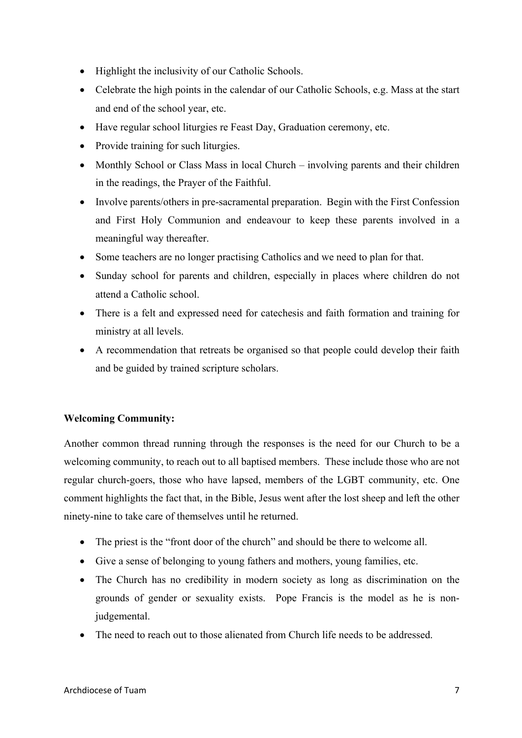- Highlight the inclusivity of our Catholic Schools.
- Celebrate the high points in the calendar of our Catholic Schools, e.g. Mass at the start and end of the school year, etc.
- Have regular school liturgies re Feast Day, Graduation ceremony, etc.
- Provide training for such liturgies.
- Monthly School or Class Mass in local Church – involving parents and their children in the readings, the Prayer of the Faithful.
- Involve parents/others in pre-sacramental preparation. Begin with the First Confession and First Holy Communion and endeavour to keep these parents involved in a meaningful way thereafter.
- Some teachers are no longer practising Catholics and we need to plan for that.
- Sunday school for parents and children, especially in places where children do not attend a Catholic school.
- There is a felt and expressed need for catechesis and faith formation and training for ministry at all levels.
- A recommendation that retreats be organised so that people could develop their faith and be guided by trained scripture scholars.

**Welcoming Community:**

Another common thread running through the responses is the need for our Church to be a welcoming community, to reach out to all baptised members. These include those who are not regular church-goers, those who have lapsed, members of the LGBT community, etc. One comment highlights the fact that, in the Bible, Jesus went after the lost sheep and left the other ninety-nine to take care of themselves until he returned.

- The priest is the "front door of the church" and should be there to welcome all.
- Give a sense of belonging to young fathers and mothers, young families, etc.
- The Church has no credibility in modern society as long as discrimination on the grounds of gender or sexuality exists. Pope Francis is the model as he is non-judgemental.
- The need to reach out to those alienated from Church life needs to be addressed.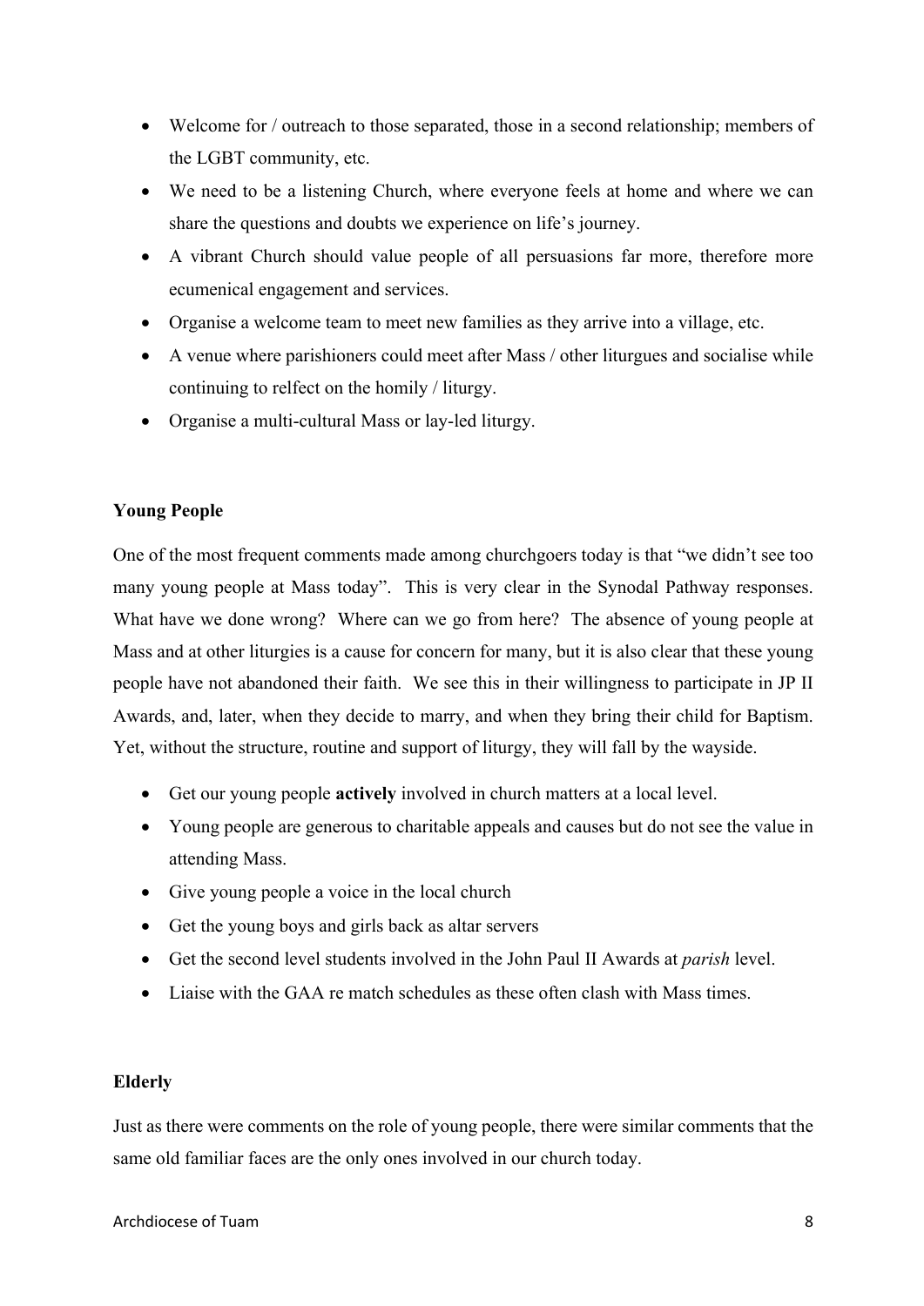- Welcome for / outreach to those separated, those in a second relationship; members of the LGBT community, etc.
- We need to be a listening Church, where everyone feels at home and where we can share the questions and doubts we experience on life's journey.
- A vibrant Church should value people of all persuasions far more, therefore more ecumenical engagement and services.
- Organise a welcome team to meet new families as they arrive into a village, etc.
- A venue where parishioners could meet after Mass / other liturgues and socialise while continuing to relfect on the homily / liturgy.
- Organise a multi-cultural Mass or lay-led liturgy.

**Young People**

One of the most frequent comments made among churchgoers today is that "we didn't see too many young people at Mass today". This is very clear in the Synodal Pathway responses. What have we done wrong? Where can we go from here? The absence of young people at Mass and at other liturgies is a cause for concern for many, but it is also clear that these young people have not abandoned their faith. We see this in their willingness to participate in JP II Awards, and, later, when they decide to marry, and when they bring their child for Baptism. Yet, without the structure, routine and support of liturgy, they will fall by the wayside.

- Get our young people **actively** involved in church matters at a local level.
- Young people are generous to charitable appeals and causes but do not see the value in attending Mass.
- Give young people a voice in the local church
- Get the young boys and girls back as altar servers
- Get the second level students involved in the John Paul II Awards at *parish* level.
- Liaise with the GAA re match schedules as these often clash with Mass times.

**Elderly**

Just as there were comments on the role of young people, there were similar comments that the same old familiar faces are the only ones involved in our church today.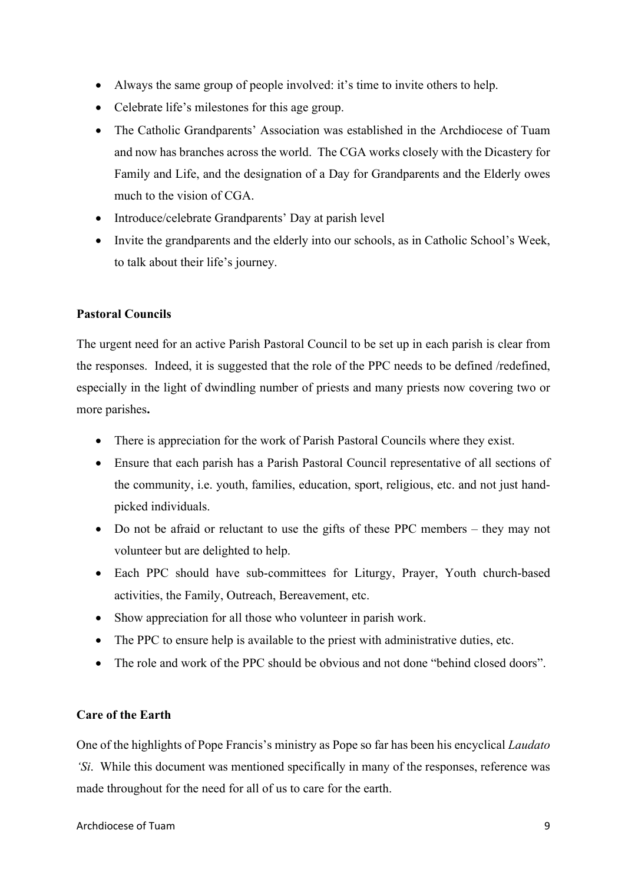- Always the same group of people involved: it's time to invite others to help.
- Celebrate life's milestones for this age group.
- The Catholic Grandparents' Association was established in the Archdiocese of Tuam and now has branches across the world. The CGA works closely with the Dicastery for Family and Life, and the designation of a Day for Grandparents and the Elderly owes much to the vision of CGA.
- Introduce/celebrate Grandparents' Day at parish level
- Invite the grandparents and the elderly into our schools, as in Catholic School's Week, to talk about their life's journey.

**Pastoral Councils**

The urgent need for an active Parish Pastoral Council to be set up in each parish is clear from the responses. Indeed, it is suggested that the role of the PPC needs to be defined /redefined, especially in the light of dwindling number of priests and many priests now covering two or more parishes**.**

- There is appreciation for the work of Parish Pastoral Councils where they exist.
- Ensure that each parish has a Parish Pastoral Council representative of all sections of the community, i.e. youth, families, education, sport, religious, etc. and not just hand-picked individuals.
- Do not be afraid or reluctant to use the gifts of these PPC members – they may not volunteer but are delighted to help.
- Each PPC should have sub-committees for Liturgy, Prayer, Youth church-based activities, the Family, Outreach, Bereavement, etc.
- Show appreciation for all those who volunteer in parish work.
- The PPC to ensure help is available to the priest with administrative duties, etc.
- The role and work of the PPC should be obvious and not done "behind closed doors".

**Care of the Earth**

One of the highlights of Pope Francis's ministry as Pope so far has been his encyclical *Laudato 'Si*. While this document was mentioned specifically in many of the responses, reference was made throughout for the need for all of us to care for the earth.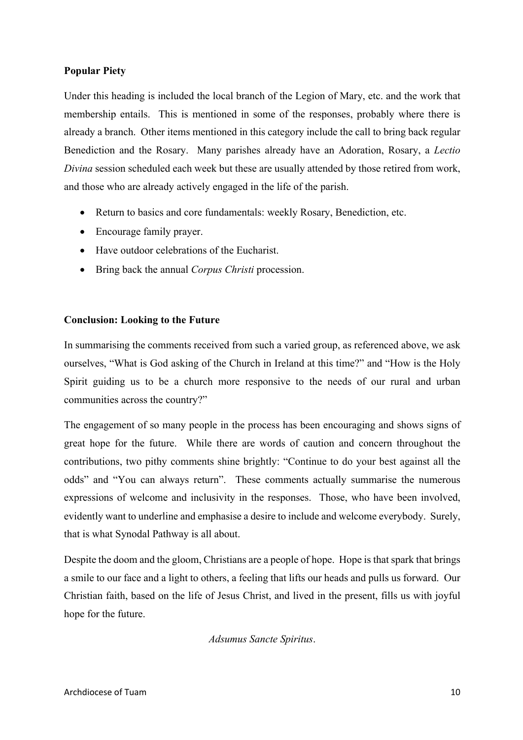**Popular Piety**

Under this heading is included the local branch of the Legion of Mary, etc. and the work that membership entails. This is mentioned in some of the responses, probably where there is already a branch. Other items mentioned in this category include the call to bring back regular Benediction and the Rosary. Many parishes already have an Adoration, Rosary, a *Lectio Divina* session scheduled each week but these are usually attended by those retired from work, and those who are already actively engaged in the life of the parish.

- Return to basics and core fundamentals: weekly Rosary, Benediction, etc.
- Encourage family prayer.
- Have outdoor celebrations of the Eucharist.
- Bring back the annual *Corpus Christi* procession.

**Conclusion: Looking to the Future**

In summarising the comments received from such a varied group, as referenced above, we ask ourselves, "What is God asking of the Church in Ireland at this time?" and "How is the Holy Spirit guiding us to be a church more responsive to the needs of our rural and urban communities across the country?"

The engagement of so many people in the process has been encouraging and shows signs of great hope for the future. While there are words of caution and concern throughout the contributions, two pithy comments shine brightly: "Continue to do your best against all the odds" and "You can always return". These comments actually summarise the numerous expressions of welcome and inclusivity in the responses. Those, who have been involved, evidently want to underline and emphasise a desire to include and welcome everybody. Surely, that is what Synodal Pathway is all about.

Despite the doom and the gloom, Christians are a people of hope. Hope is that spark that brings a smile to our face and a light to others, a feeling that lifts our heads and pulls us forward. Our Christian faith, based on the life of Jesus Christ, and lived in the present, fills us with joyful hope for the future.

*Adsumus Sancte Spiritus*.